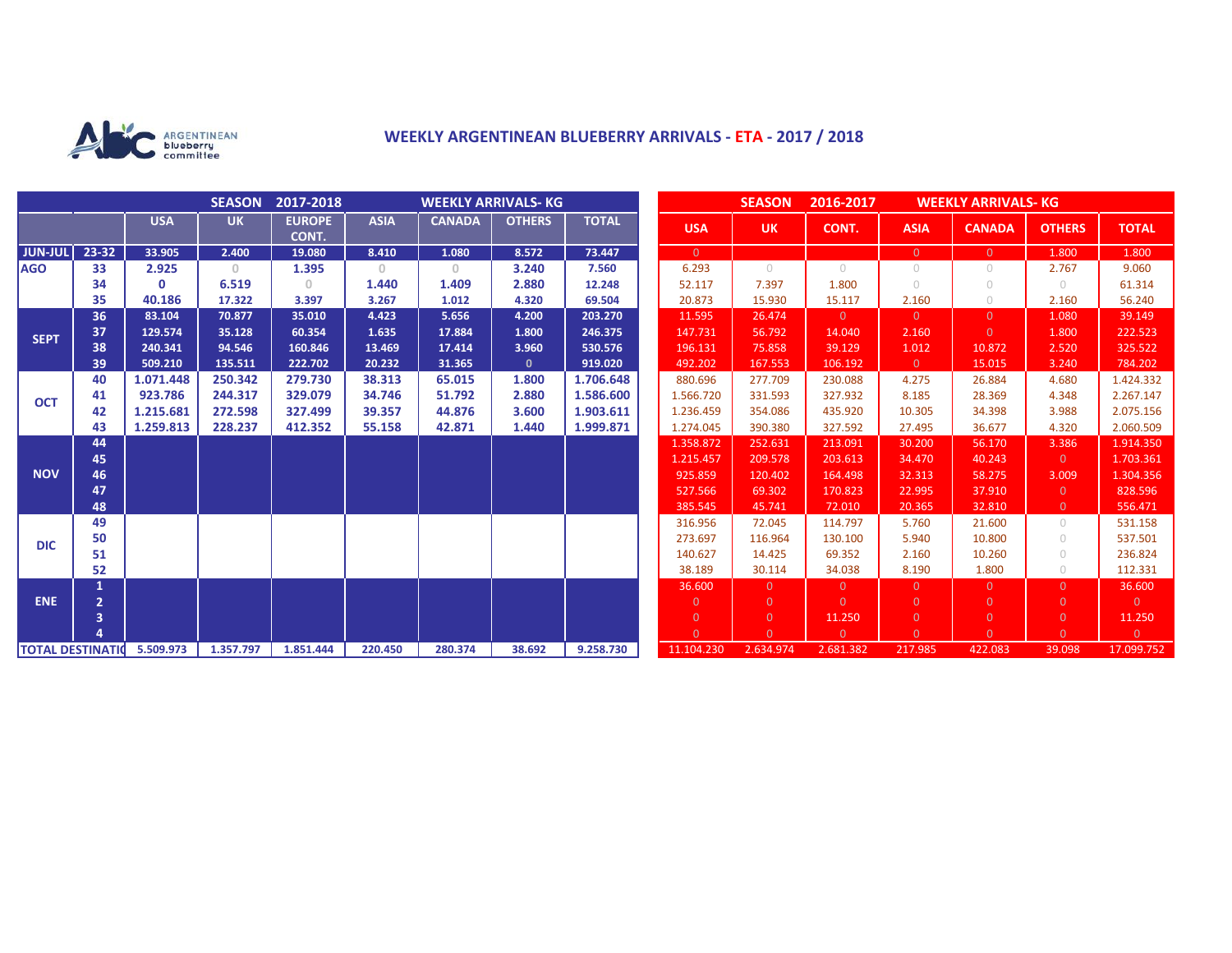ARGENTINEAN blueberry committee

# WEEKLY ARGENTINEAN BLUEBERRY ARRIVALS - ETA - 2017 / 2018

| | | SEASON 2017-2018 WEEKLY ARRIVALS- KG | | | | | | | SEASON 2016-2017 WEEKLY ARRIVALS- KG | | | | | | |
|---|---|---|---|---|---|---|---|---|---|---|---|---|---|---|---|
| | | USA | UK | EUROPE CONT. | ASIA | CANADA | OTHERS | TOTAL | USA | UK | CONT. | ASIA | CANADA | OTHERS | TOTAL |
| JUN-JUL | 23-32 | 33.905 | 2.400 | 19.080 | 8.410 | 1.080 | 8.572 | 73.447 | 0 | | | 0 | 0 | 1.800 | 1.800 |
| AGO | 33 | 2.925 | 0 | 1.395 | 0 | 0 | 3.240 | 7.560 | 6.293 | 0 | 0 | 0 | 0 | 2.767 | 9.060 |
| | 34 | 0 | 6.519 | 0 | 1.440 | 1.409 | 2.880 | 12.248 | 52.117 | 7.397 | 1.800 | 0 | 0 | 0 | 61.314 |
| | 35 | 40.186 | 17.322 | 3.397 | 3.267 | 1.012 | 4.320 | 69.504 | 20.873 | 15.930 | 15.117 | 2.160 | 0 | 2.160 | 56.240 |
| SEPT | 36 | 83.104 | 70.877 | 35.010 | 4.423 | 5.656 | 4.200 | 203.270 | 11.595 | 26.474 | 0 | 0 | 0 | 1.080 | 39.149 |
| | 37 | 129.574 | 35.128 | 60.354 | 1.635 | 17.884 | 1.800 | 246.375 | 147.731 | 56.792 | 14.040 | 2.160 | 0 | 1.800 | 222.523 |
| | 38 | 240.341 | 94.546 | 160.846 | 13.469 | 17.414 | 3.960 | 530.576 | 196.131 | 75.858 | 39.129 | 1.012 | 10.872 | 2.520 | 325.522 |
| | 39 | 509.210 | 135.511 | 222.702 | 20.232 | 31.365 | 0 | 919.020 | 492.202 | 167.553 | 106.192 | 0 | 15.015 | 3.240 | 784.202 |
| OCT | 40 | 1.071.448 | 250.342 | 279.730 | 38.313 | 65.015 | 1.800 | 1.706.648 | 880.696 | 277.709 | 230.088 | 4.275 | 26.884 | 4.680 | 1.424.332 |
| | 41 | 923.786 | 244.317 | 329.079 | 34.746 | 51.792 | 2.880 | 1.586.600 | 1.566.720 | 331.593 | 327.932 | 8.185 | 28.369 | 4.348 | 2.267.147 |
| | 42 | 1.215.681 | 272.598 | 327.499 | 39.357 | 44.876 | 3.600 | 1.903.611 | 1.236.459 | 354.086 | 435.920 | 10.305 | 34.398 | 3.988 | 2.075.156 |
| | 43 | 1.259.813 | 228.237 | 412.352 | 55.158 | 42.871 | 1.440 | 1.999.871 | 1.274.045 | 390.380 | 327.592 | 27.495 | 36.677 | 4.320 | 2.060.509 |
| NOV | 44 | | | | | | | | 1.358.872 | 252.631 | 213.091 | 30.200 | 56.170 | 3.386 | 1.914.350 |
| | 45 | | | | | | | | 1.215.457 | 209.578 | 203.613 | 34.470 | 40.243 | 0 | 1.703.361 |
| | 46 | | | | | | | | 925.859 | 120.402 | 164.498 | 32.313 | 58.275 | 3.009 | 1.304.356 |
| | 47 | | | | | | | | 527.566 | 69.302 | 170.823 | 22.995 | 37.910 | 0 | 828.596 |
| | 48 | | | | | | | | 385.545 | 45.741 | 72.010 | 20.365 | 32.810 | 0 | 556.471 |
| DIC | 49 | | | | | | | | 316.956 | 72.045 | 114.797 | 5.760 | 21.600 | 0 | 531.158 |
| | 50 | | | | | | | | 273.697 | 116.964 | 130.100 | 5.940 | 10.800 | 0 | 537.501 |
| | 51 | | | | | | | | 140.627 | 14.425 | 69.352 | 2.160 | 10.260 | 0 | 236.824 |
| | 52 | | | | | | | | 38.189 | 30.114 | 34.038 | 8.190 | 1.800 | 0 | 112.331 |
| ENE | 1 | | | | | | | | 36.600 | 0 | 0 | 0 | 0 | 0 | 36.600 |
| | 2 | | | | | | | | 0 | 0 | 0 | 0 | 0 | 0 | 0 |
| | 3 | | | | | | | | 0 | 0 | 11.250 | 0 | 0 | 0 | 11.250 |
| | 4 | | | | | | | | 0 | 0 | 0 | 0 | 0 | 0 | 0 |
| TOTAL DESTINATIO | | 5.509.973 | 1.357.797 | 1.851.444 | 220.450 | 280.374 | 38.692 | 9.258.730 | 11.104.230 | 2.634.974 | 2.681.382 | 217.985 | 422.083 | 39.098 | 17.099.752 |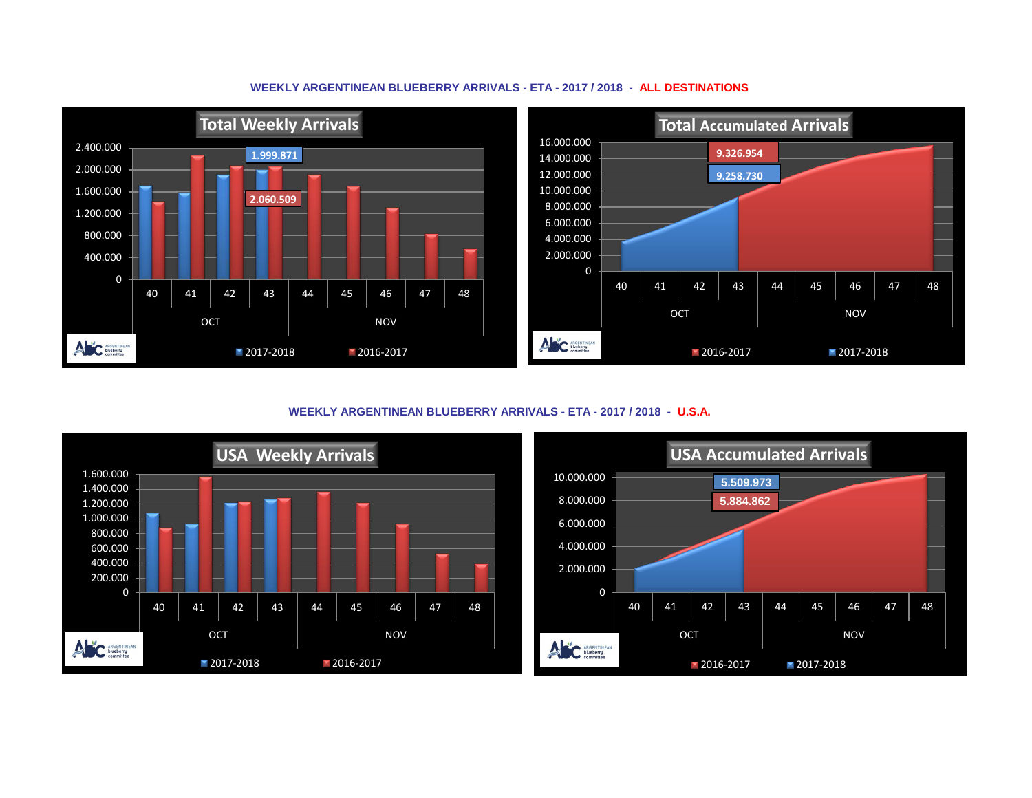## WEEKLY ARGENTINEAN BLUEBERRY ARRIVALS - ETA - 2017 / 2018 - ALL DESTINATIONS

**Total Weekly Arrivals**

2017-2018: 1.999.871 — 2016-2017: 2.060.509

Weeks: 40, 41, 42, 43 (OCT); 44, 45, 46, 47, 48 (NOV)

Legend: 2017-2018, 2016-2017

**Total Accumulated Arrivals**

2016-2017: 9.326.954 — 2017-2018: 9.258.730

Weeks: 40, 41, 42, 43 (OCT); 44, 45, 46, 47, 48 (NOV)

Legend: 2016-2017, 2017-2018

## WEEKLY ARGENTINEAN BLUEBERRY ARRIVALS - ETA - 2017 / 2018 - U.S.A.

**USA Weekly Arrivals**

Weeks: 40, 41, 42, 43 (OCT); 44, 45, 46, 47, 48 (NOV)

Legend: 2017-2018, 2016-2017

**USA Accumulated Arrivals**

2017-2018: 5.509.973 — 2016-2017: 5.884.862

Weeks: 40, 41, 42, 43 (OCT); 44, 45, 46, 47, 48 (NOV)

Legend: 2016-2017, 2017-2018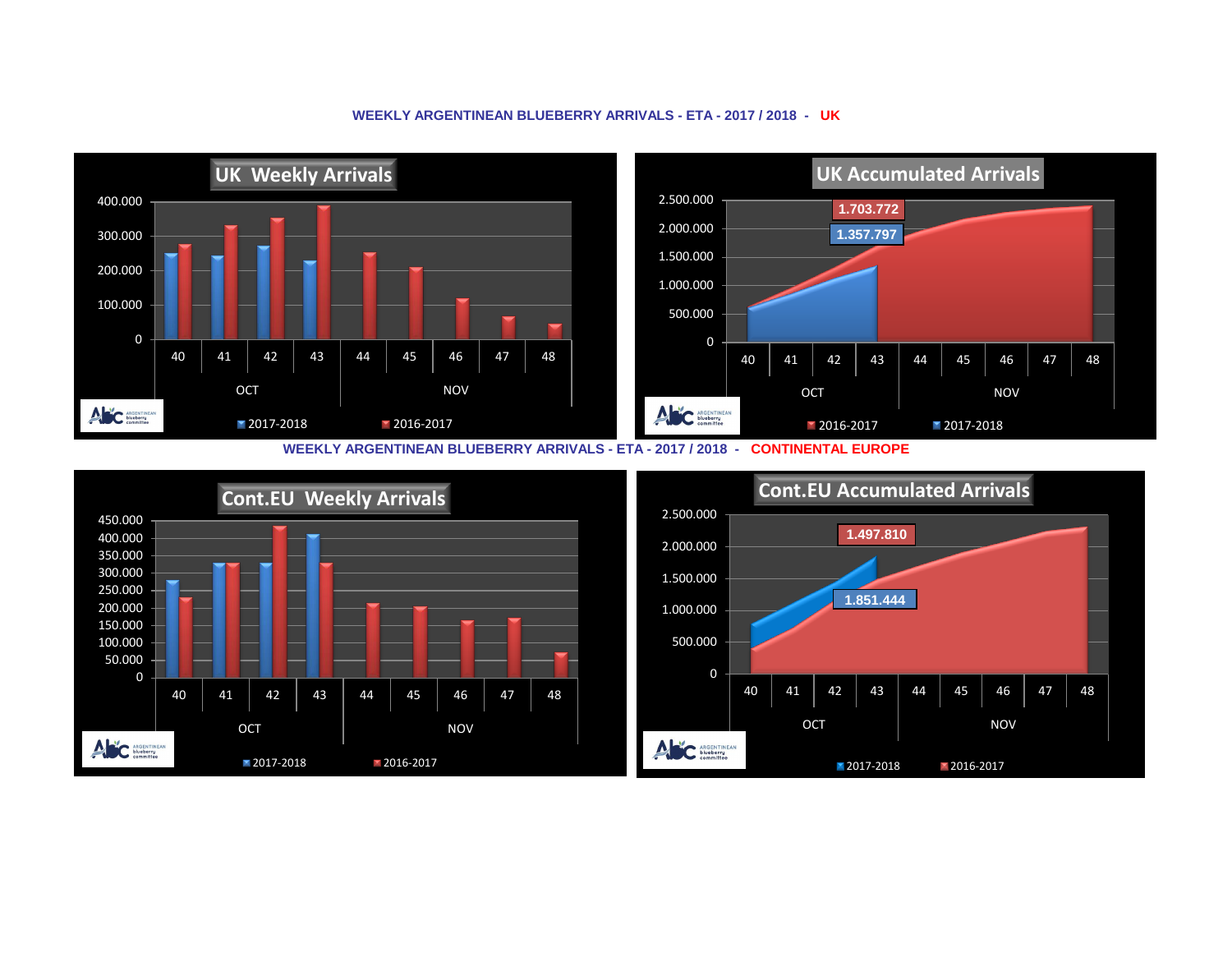## WEEKLY ARGENTINEAN BLUEBERRY ARRIVALS - ETA - 2017 / 2018 - UK

**UK Weekly Arrivals**

400.000
300.000
200.000
100.000
0

40 41 42 43 44 45 46 47 48

OCT NOV

2017-2018 2016-2017

**UK Accumulated Arrivals**

2.500.000
2.000.000
1.500.000
1.000.000
500.000
0

1.703.772

1.357.797

40 41 42 43 44 45 46 47 48

OCT NOV

2016-2017 2017-2018

## WEEKLY ARGENTINEAN BLUEBERRY ARRIVALS - ETA - 2017 / 2018 - CONTINENTAL EUROPE

**Cont.EU Weekly Arrivals**

450.000
400.000
350.000
300.000
250.000
200.000
150.000
100.000
50.000
0

40 41 42 43 44 45 46 47 48

OCT NOV

2017-2018 2016-2017

**Cont.EU Accumulated Arrivals**

2.500.000
2.000.000
1.500.000
1.000.000
500.000
0

1.497.810

1.851.444

40 41 42 43 44 45 46 47 48

OCT NOV

2017-2018 2016-2017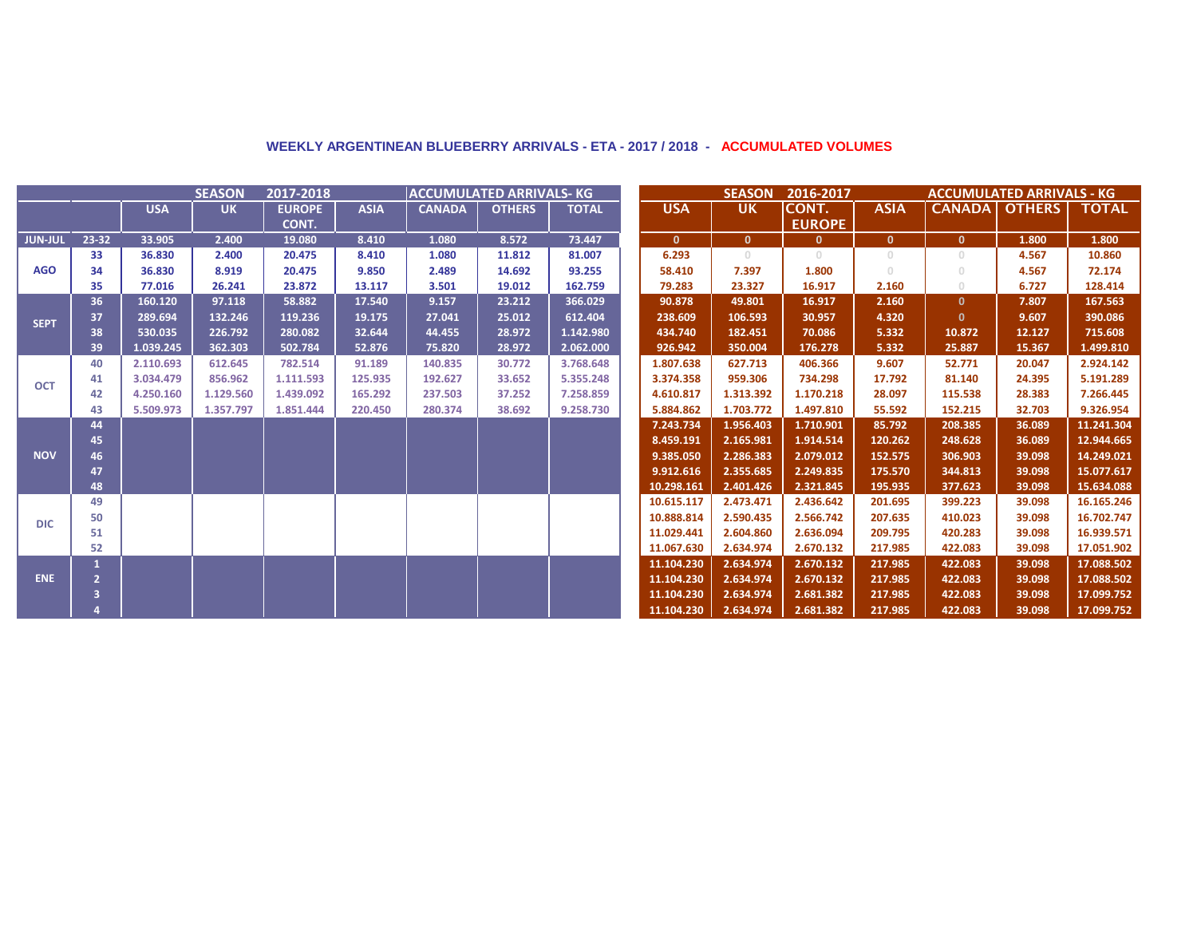### WEEKLY ARGENTINEAN BLUEBERRY ARRIVALS - ETA - 2017 / 2018 - ACCUMULATED VOLUMES

| | | SEASON 2017-2018 | | | | ACCUMULATED ARRIVALS- KG | | |
|---|---|---|---|---|---|---|---|---|
| | | USA | UK | EUROPE CONT. | ASIA | CANADA | OTHERS | TOTAL |
| JUN-JUL | 23-32 | 33.905 | 2.400 | 19.080 | 8.410 | 1.080 | 8.572 | 73.447 |
| AGO | 33 | 36.830 | 2.400 | 20.475 | 8.410 | 1.080 | 11.812 | 81.007 |
| | 34 | 36.830 | 8.919 | 20.475 | 9.850 | 2.489 | 14.692 | 93.255 |
| | 35 | 77.016 | 26.241 | 23.872 | 13.117 | 3.501 | 19.012 | 162.759 |
| SEPT | 36 | 160.120 | 97.118 | 58.882 | 17.540 | 9.157 | 23.212 | 366.029 |
| | 37 | 289.694 | 132.246 | 119.236 | 19.175 | 27.041 | 25.012 | 612.404 |
| | 38 | 530.035 | 226.792 | 280.082 | 32.644 | 44.455 | 28.972 | 1.142.980 |
| | 39 | 1.039.245 | 362.303 | 502.784 | 52.876 | 75.820 | 28.972 | 2.062.000 |
| OCT | 40 | 2.110.693 | 612.645 | 782.514 | 91.189 | 140.835 | 30.772 | 3.768.648 |
| | 41 | 3.034.479 | 856.962 | 1.111.593 | 125.935 | 192.627 | 33.652 | 5.355.248 |
| | 42 | 4.250.160 | 1.129.560 | 1.439.092 | 165.292 | 237.503 | 37.252 | 7.258.859 |
| | 43 | 5.509.973 | 1.357.797 | 1.851.444 | 220.450 | 280.374 | 38.692 | 9.258.730 |
| NOV | 44 | | | | | | | |
| | 45 | | | | | | | |
| | 46 | | | | | | | |
| | 47 | | | | | | | |
| | 48 | | | | | | | |
| DIC | 49 | | | | | | | |
| | 50 | | | | | | | |
| | 51 | | | | | | | |
| | 52 | | | | | | | |
| ENE | 1 | | | | | | | |
| | 2 | | | | | | | |
| | 3 | | | | | | | |
| | 4 | | | | | | | |

| | | SEASON 2016-2017 | | | | ACCUMULATED ARRIVALS - KG | | |
|---|---|---|---|---|---|---|---|---|
| | | USA | UK | CONT. EUROPE | ASIA | CANADA | OTHERS | TOTAL |
| JUN-JUL | 23-32 | 0 | 0 | 0 | 0 | 0 | 1.800 | 1.800 |
| AGO | 33 | 6.293 | 0 | 0 | 0 | 0 | 4.567 | 10.860 |
| | 34 | 58.410 | 7.397 | 1.800 | 0 | 0 | 4.567 | 72.174 |
| | 35 | 79.283 | 23.327 | 16.917 | 2.160 | 0 | 6.727 | 128.414 |
| SEPT | 36 | 90.878 | 49.801 | 16.917 | 2.160 | 0 | 7.807 | 167.563 |
| | 37 | 238.609 | 106.593 | 30.957 | 4.320 | 0 | 9.607 | 390.086 |
| | 38 | 434.740 | 182.451 | 70.086 | 5.332 | 10.872 | 12.127 | 715.608 |
| | 39 | 926.942 | 350.004 | 176.278 | 5.332 | 25.887 | 15.367 | 1.499.810 |
| OCT | 40 | 1.807.638 | 627.713 | 406.366 | 9.607 | 52.771 | 20.047 | 2.924.142 |
| | 41 | 3.374.358 | 959.306 | 734.298 | 17.792 | 81.140 | 24.395 | 5.191.289 |
| | 42 | 4.610.817 | 1.313.392 | 1.170.218 | 28.097 | 115.538 | 28.383 | 7.266.445 |
| | 43 | 5.884.862 | 1.703.772 | 1.497.810 | 55.592 | 152.215 | 32.703 | 9.326.954 |
| NOV | 44 | 7.243.734 | 1.956.403 | 1.710.901 | 85.792 | 208.385 | 36.089 | 11.241.304 |
| | 45 | 8.459.191 | 2.165.981 | 1.914.514 | 120.262 | 248.628 | 36.089 | 12.944.665 |
| | 46 | 9.385.050 | 2.286.383 | 2.079.012 | 152.575 | 306.903 | 39.098 | 14.249.021 |
| | 47 | 9.912.616 | 2.355.685 | 2.249.835 | 175.570 | 344.813 | 39.098 | 15.077.617 |
| | 48 | 10.298.161 | 2.401.426 | 2.321.845 | 195.935 | 377.623 | 39.098 | 15.634.088 |
| DIC | 49 | 10.615.117 | 2.473.471 | 2.436.642 | 201.695 | 399.223 | 39.098 | 16.165.246 |
| | 50 | 10.888.814 | 2.590.435 | 2.566.742 | 207.635 | 410.023 | 39.098 | 16.702.747 |
| | 51 | 11.029.441 | 2.604.860 | 2.636.094 | 209.795 | 420.283 | 39.098 | 16.939.571 |
| | 52 | 11.067.630 | 2.634.974 | 2.670.132 | 217.985 | 422.083 | 39.098 | 17.051.902 |
| ENE | 1 | 11.104.230 | 2.634.974 | 2.670.132 | 217.985 | 422.083 | 39.098 | 17.088.502 |
| | 2 | 11.104.230 | 2.634.974 | 2.670.132 | 217.985 | 422.083 | 39.098 | 17.088.502 |
| | 3 | 11.104.230 | 2.634.974 | 2.681.382 | 217.985 | 422.083 | 39.098 | 17.099.752 |
| | 4 | 11.104.230 | 2.634.974 | 2.681.382 | 217.985 | 422.083 | 39.098 | 17.099.752 |